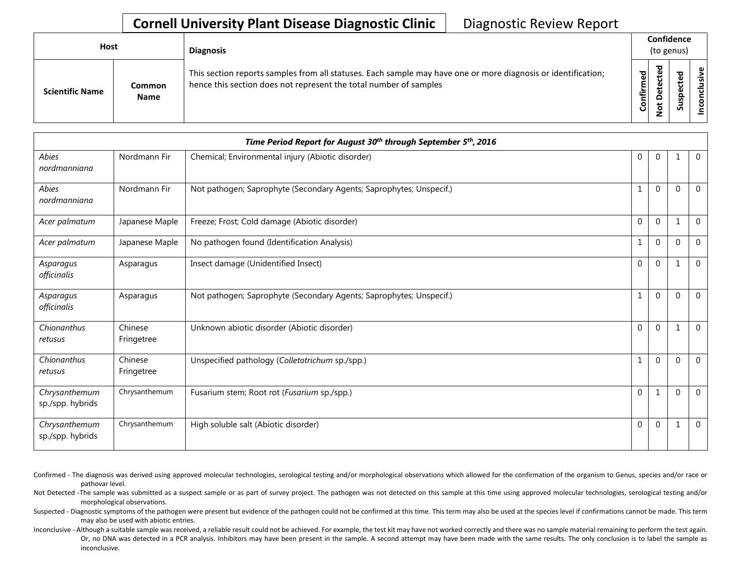# Cornell University Plant Disease Diagnostic Clinic

Diagnostic Review Report

| Host | | Diagnosis | Confidence (to genus) | | | |
|---|---|---|---|---|---|---|
| Scientific Name | Common Name | This section reports samples from all statuses. Each sample may have one or more diagnosis or identification; hence this section does not represent the total number of samples | Confirmed | Not Detected | Suspected | Inconclusive |

| *Time Period Report for August 30th through September 5th, 2016* | | | | | | |
|---|---|---|---|---|---|---|
| *Abies nordmanniana* | Nordmann Fir | Chemical; Environmental injury (Abiotic disorder) | 0 | 0 | 1 | 0 |
| *Abies nordmanniana* | Nordmann Fir | Not pathogen; Saprophyte (Secondary Agents; Saprophytes; Unspecif.) | 1 | 0 | 0 | 0 |
| *Acer palmatum* | Japanese Maple | Freeze; Frost; Cold damage (Abiotic disorder) | 0 | 0 | 1 | 0 |
| *Acer palmatum* | Japanese Maple | No pathogen found (Identification Analysis) | 1 | 0 | 0 | 0 |
| *Asparagus officinalis* | Asparagus | Insect damage (Unidentified Insect) | 0 | 0 | 1 | 0 |
| *Asparagus officinalis* | Asparagus | Not pathogen; Saprophyte (Secondary Agents; Saprophytes; Unspecif.) | 1 | 0 | 0 | 0 |
| *Chionanthus retusus* | Chinese Fringetree | Unknown abiotic disorder (Abiotic disorder) | 0 | 0 | 1 | 0 |
| *Chionanthus retusus* | Chinese Fringetree | Unspecified pathology (*Colletotrichum* sp./spp.) | 1 | 0 | 0 | 0 |
| *Chrysanthemum* sp./spp. hybrids | Chrysanthemum | Fusarium stem; Root rot (*Fusarium* sp./spp.) | 0 | 1 | 0 | 0 |
| *Chrysanthemum* sp./spp. hybrids | Chrysanthemum | High soluble salt (Abiotic disorder) | 0 | 0 | 1 | 0 |

Confirmed - The diagnosis was derived using approved molecular technologies, serological testing and/or morphological observations which allowed for the confirmation of the organism to Genus, species and/or race or pathovar level.

Not Detected -The sample was submitted as a suspect sample or as part of survey project. The pathogen was not detected on this sample at this time using approved molecular technologies, serological testing and/or morphological observations.

Suspected - Diagnostic symptoms of the pathogen were present but evidence of the pathogen could not be confirmed at this time. This term may also be used at the species level if confirmations cannot be made. This term may also be used with abiotic entries.

Inconclusive - Although a suitable sample was received, a reliable result could not be achieved. For example, the test kit may have not worked correctly and there was no sample material remaining to perform the test again. Or, no DNA was detected in a PCR analysis. Inhibitors may have been present in the sample. A second attempt may have been made with the same results. The only conclusion is to label the sample as inconclusive.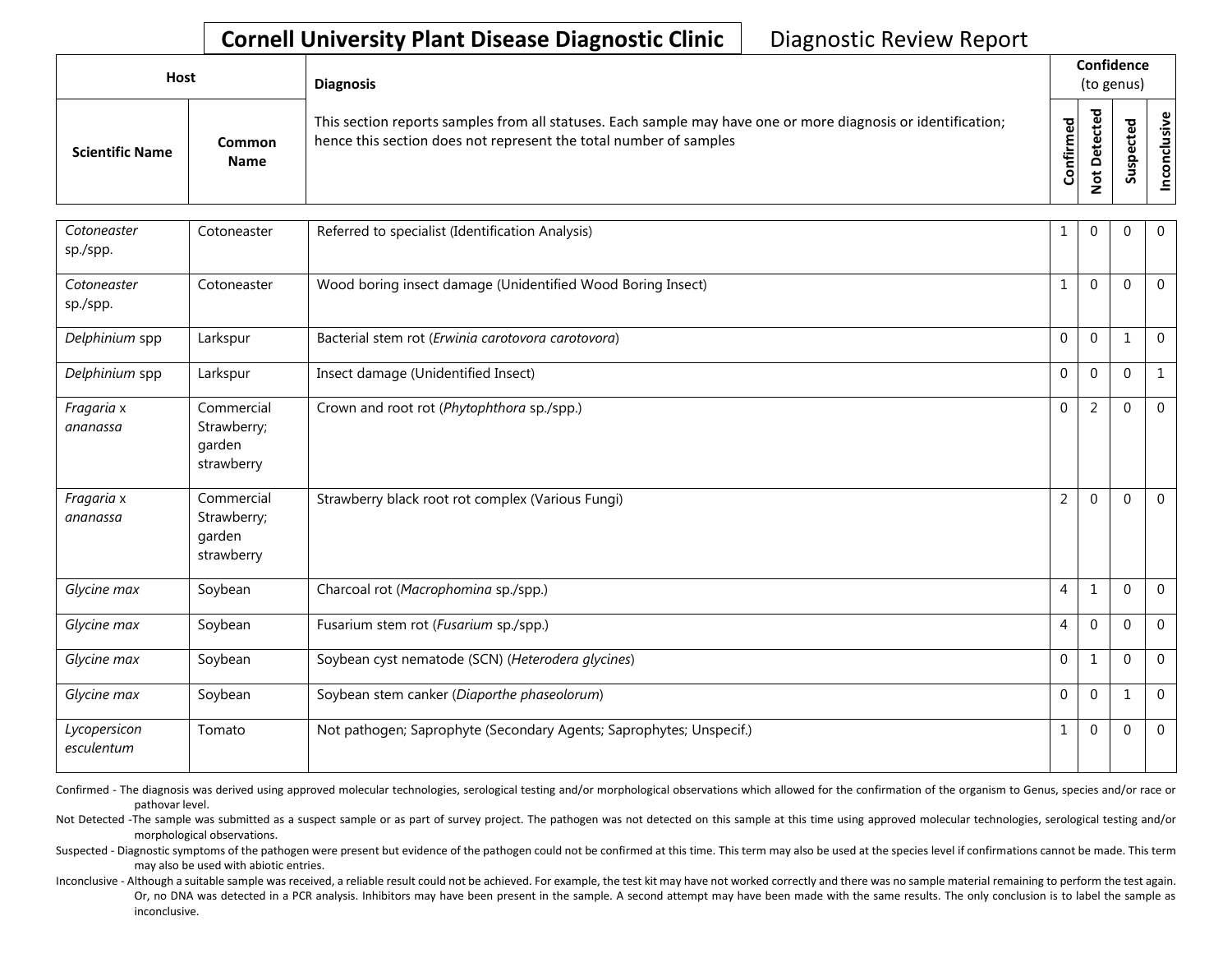# Cornell University Plant Disease Diagnostic Clinic

Diagnostic Review Report

| Host | | Diagnosis | Confidence (to genus) | | | |
|---|---|---|---|---|---|---|
| Scientific Name | Common Name | This section reports samples from all statuses. Each sample may have one or more diagnosis or identification; hence this section does not represent the total number of samples | Confirmed | Not Detected | Suspected | Inconclusive |
| *Cotoneaster* sp./spp. | Cotoneaster | Referred to specialist (Identification Analysis) | 1 | 0 | 0 | 0 |
| *Cotoneaster* sp./spp. | Cotoneaster | Wood boring insect damage (Unidentified Wood Boring Insect) | 1 | 0 | 0 | 0 |
| *Delphinium* spp | Larkspur | Bacterial stem rot (*Erwinia carotovora carotovora*) | 0 | 0 | 1 | 0 |
| *Delphinium* spp | Larkspur | Insect damage (Unidentified Insect) | 0 | 0 | 0 | 1 |
| *Fragaria* x *ananassa* | Commercial Strawberry; garden strawberry | Crown and root rot (*Phytophthora* sp./spp.) | 0 | 2 | 0 | 0 |
| *Fragaria* x *ananassa* | Commercial Strawberry; garden strawberry | Strawberry black root rot complex (Various Fungi) | 2 | 0 | 0 | 0 |
| *Glycine max* | Soybean | Charcoal rot (*Macrophomina* sp./spp.) | 4 | 1 | 0 | 0 |
| *Glycine max* | Soybean | Fusarium stem rot (*Fusarium* sp./spp.) | 4 | 0 | 0 | 0 |
| *Glycine max* | Soybean | Soybean cyst nematode (SCN) (*Heterodera glycines*) | 0 | 1 | 0 | 0 |
| *Glycine max* | Soybean | Soybean stem canker (*Diaporthe phaseolorum*) | 0 | 0 | 1 | 0 |
| *Lycopersicon esculentum* | Tomato | Not pathogen; Saprophyte (Secondary Agents; Saprophytes; Unspecif.) | 1 | 0 | 0 | 0 |

Confirmed - The diagnosis was derived using approved molecular technologies, serological testing and/or morphological observations which allowed for the confirmation of the organism to Genus, species and/or race or pathovar level.

Not Detected -The sample was submitted as a suspect sample or as part of survey project. The pathogen was not detected on this sample at this time using approved molecular technologies, serological testing and/or morphological observations.

Suspected - Diagnostic symptoms of the pathogen were present but evidence of the pathogen could not be confirmed at this time. This term may also be used at the species level if confirmations cannot be made. This term may also be used with abiotic entries.

Inconclusive - Although a suitable sample was received, a reliable result could not be achieved. For example, the test kit may have not worked correctly and there was no sample material remaining to perform the test again. Or, no DNA was detected in a PCR analysis. Inhibitors may have been present in the sample. A second attempt may have been made with the same results. The only conclusion is to label the sample as inconclusive.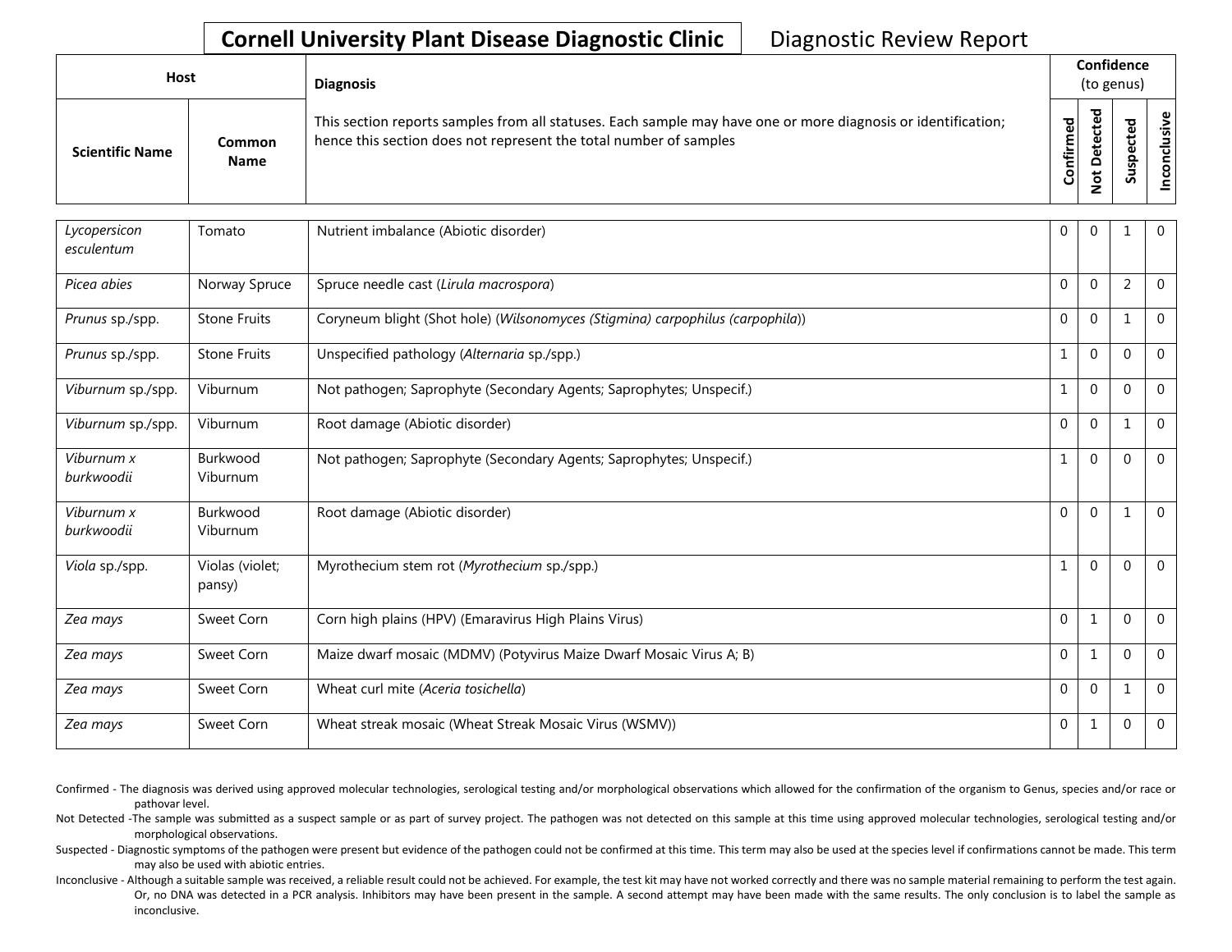**Cornell University Plant Disease Diagnostic Clinic** Diagnostic Review Report

| Host | | Diagnosis | Confidence (to genus) | | | |
|---|---|---|---|---|---|---|
| Scientific Name | Common Name | This section reports samples from all statuses. Each sample may have one or more diagnosis or identification; hence this section does not represent the total number of samples | Confirmed | Not Detected | Suspected | Inconclusive |
| *Lycopersicon esculentum* | Tomato | Nutrient imbalance (Abiotic disorder) | 0 | 0 | 1 | 0 |
| *Picea abies* | Norway Spruce | Spruce needle cast (*Lirula macrospora*) | 0 | 0 | 2 | 0 |
| *Prunus* sp./spp. | Stone Fruits | Coryneum blight (Shot hole) (*Wilsonomyces (Stigmina) carpophilus (carpophila)*) | 0 | 0 | 1 | 0 |
| *Prunus* sp./spp. | Stone Fruits | Unspecified pathology (*Alternaria* sp./spp.) | 1 | 0 | 0 | 0 |
| *Viburnum* sp./spp. | Viburnum | Not pathogen; Saprophyte (Secondary Agents; Saprophytes; Unspecif.) | 1 | 0 | 0 | 0 |
| *Viburnum* sp./spp. | Viburnum | Root damage (Abiotic disorder) | 0 | 0 | 1 | 0 |
| *Viburnum x burkwoodii* | Burkwood Viburnum | Not pathogen; Saprophyte (Secondary Agents; Saprophytes; Unspecif.) | 1 | 0 | 0 | 0 |
| *Viburnum x burkwoodii* | Burkwood Viburnum | Root damage (Abiotic disorder) | 0 | 0 | 1 | 0 |
| *Viola* sp./spp. | Violas (violet; pansy) | Myrothecium stem rot (*Myrothecium* sp./spp.) | 1 | 0 | 0 | 0 |
| *Zea mays* | Sweet Corn | Corn high plains (HPV) (Emaravirus High Plains Virus) | 0 | 1 | 0 | 0 |
| *Zea mays* | Sweet Corn | Maize dwarf mosaic (MDMV) (Potyvirus Maize Dwarf Mosaic Virus A; B) | 0 | 1 | 0 | 0 |
| *Zea mays* | Sweet Corn | Wheat curl mite (*Aceria tosichella*) | 0 | 0 | 1 | 0 |
| *Zea mays* | Sweet Corn | Wheat streak mosaic (Wheat Streak Mosaic Virus (WSMV)) | 0 | 1 | 0 | 0 |

Confirmed - The diagnosis was derived using approved molecular technologies, serological testing and/or morphological observations which allowed for the confirmation of the organism to Genus, species and/or race or pathovar level.

Not Detected -The sample was submitted as a suspect sample or as part of survey project. The pathogen was not detected on this sample at this time using approved molecular technologies, serological testing and/or morphological observations.

Suspected - Diagnostic symptoms of the pathogen were present but evidence of the pathogen could not be confirmed at this time. This term may also be used at the species level if confirmations cannot be made. This term may also be used with abiotic entries.

Inconclusive - Although a suitable sample was received, a reliable result could not be achieved. For example, the test kit may have not worked correctly and there was no sample material remaining to perform the test again. Or, no DNA was detected in a PCR analysis. Inhibitors may have been present in the sample. A second attempt may have been made with the same results. The only conclusion is to label the sample as inconclusive.